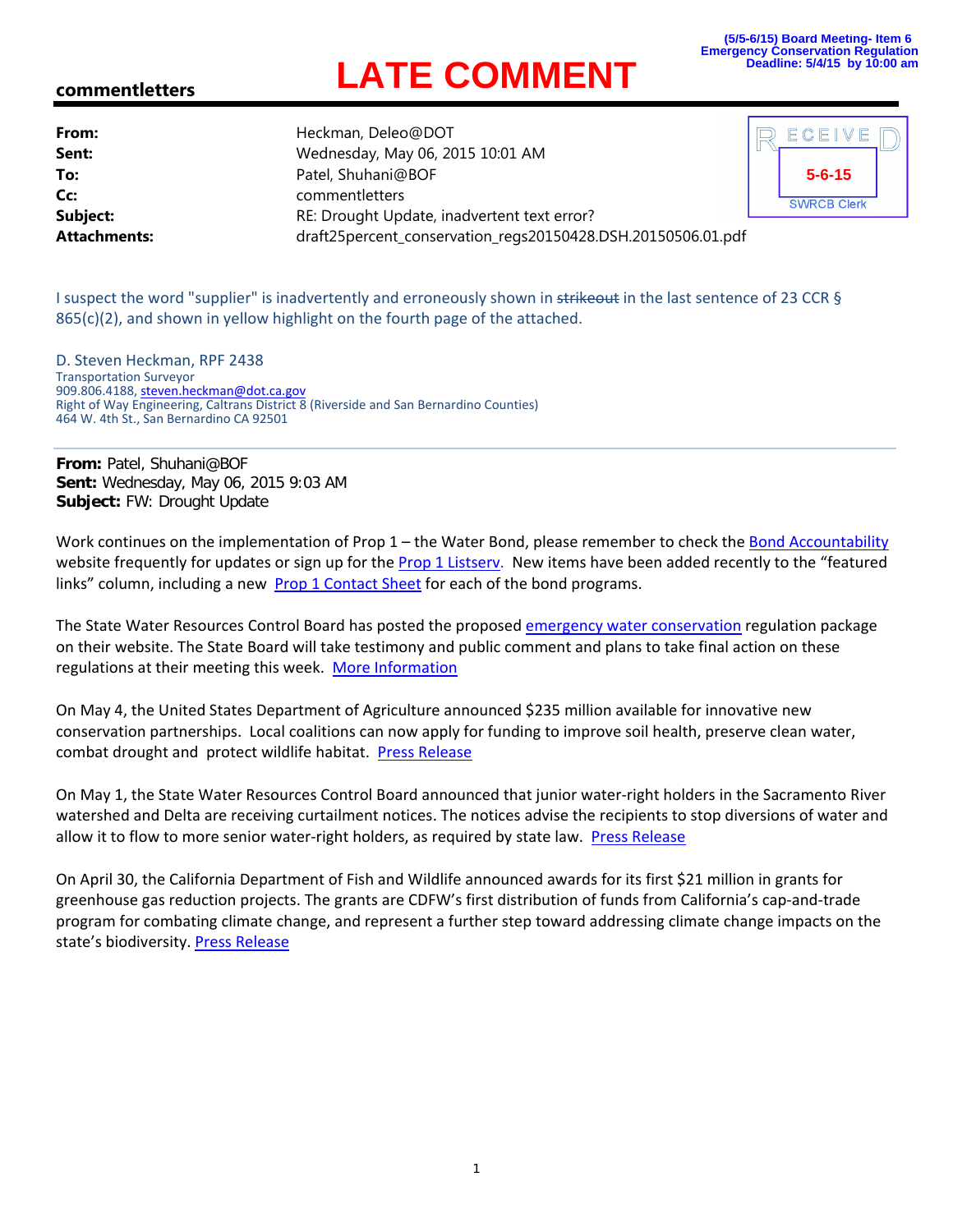(5/5-6/15) Board Meeting- Item 6
Emergency Conservation Regulation
Deadline: 5/4/15 by 10:00 am

# LATE COMMENT

**commentletters**

RECEIVED
5-6-15
SWRCB Clerk

| | |
|---|---|
| **From:** | Heckman, Deleo@DOT |
| **Sent:** | Wednesday, May 06, 2015 10:01 AM |
| **To:** | Patel, Shuhani@BOF |
| **Cc:** | commentletters |
| **Subject:** | RE: Drought Update, inadvertent text error? |
| **Attachments:** | draft25percent_conservation_regs20150428.DSH.20150506.01.pdf |

I suspect the word "supplier" is inadvertently and erroneously shown in ~~strikeout~~ in the last sentence of 23 CCR § 865(c)(2), and shown in yellow highlight on the fourth page of the attached.

D. Steven Heckman, RPF 2438
Transportation Surveyor
909.806.4188, steven.heckman@dot.ca.gov
Right of Way Engineering, Caltrans District 8 (Riverside and San Bernardino Counties)
464 W. 4th St., San Bernardino CA 92501

---

**From:** Patel, Shuhani@BOF
**Sent:** Wednesday, May 06, 2015 9:03 AM
**Subject:** FW: Drought Update

Work continues on the implementation of Prop 1 – the Water Bond, please remember to check the Bond Accountability website frequently for updates or sign up for the Prop 1 Listserv. New items have been added recently to the "featured links" column, including a new Prop 1 Contact Sheet for each of the bond programs.

The State Water Resources Control Board has posted the proposed emergency water conservation regulation package on their website. The State Board will take testimony and public comment and plans to take final action on these regulations at their meeting this week. More Information

On May 4, the United States Department of Agriculture announced $235 million available for innovative new conservation partnerships. Local coalitions can now apply for funding to improve soil health, preserve clean water, combat drought and protect wildlife habitat. Press Release

On May 1, the State Water Resources Control Board announced that junior water-right holders in the Sacramento River watershed and Delta are receiving curtailment notices. The notices advise the recipients to stop diversions of water and allow it to flow to more senior water-right holders, as required by state law. Press Release

On April 30, the California Department of Fish and Wildlife announced awards for its first $21 million in grants for greenhouse gas reduction projects. The grants are CDFW's first distribution of funds from California's cap-and-trade program for combating climate change, and represent a further step toward addressing climate change impacts on the state's biodiversity. Press Release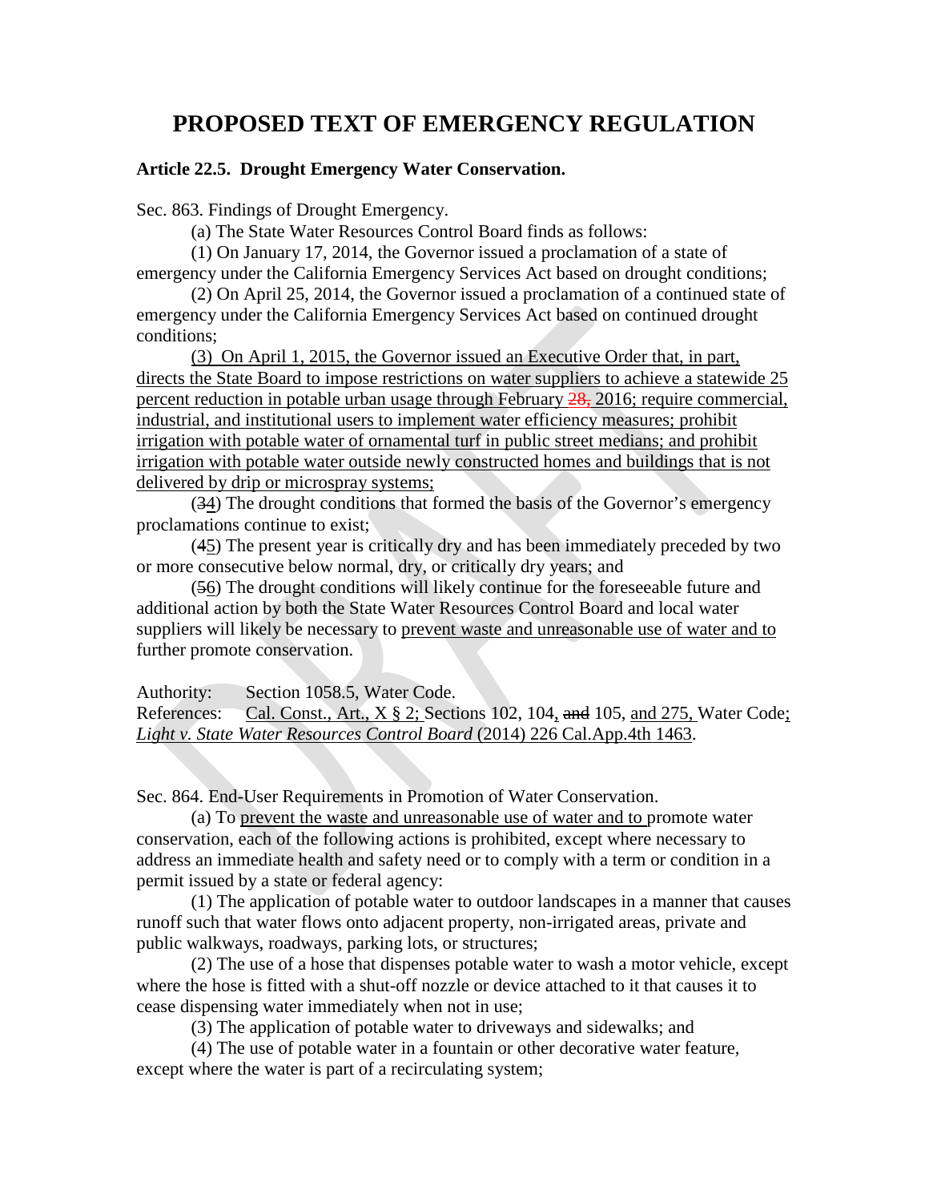# PROPOSED TEXT OF EMERGENCY REGULATION

**Article 22.5. Drought Emergency Water Conservation.**

Sec. 863. Findings of Drought Emergency.

(a) The State Water Resources Control Board finds as follows:

(1) On January 17, 2014, the Governor issued a proclamation of a state of emergency under the California Emergency Services Act based on drought conditions;

(2) On April 25, 2014, the Governor issued a proclamation of a continued state of emergency under the California Emergency Services Act based on continued drought conditions;

(3) On April 1, 2015, the Governor issued an Executive Order that, in part, directs the State Board to impose restrictions on water suppliers to achieve a statewide 25 percent reduction in potable urban usage through February ~~28,~~ 2016; require commercial, industrial, and institutional users to implement water efficiency measures; prohibit irrigation with potable water of ornamental turf in public street medians; and prohibit irrigation with potable water outside newly constructed homes and buildings that is not delivered by drip or microspray systems;

(~~3~~4) The drought conditions that formed the basis of the Governor's emergency proclamations continue to exist;

(~~4~~5) The present year is critically dry and has been immediately preceded by two or more consecutive below normal, dry, or critically dry years; and

(~~5~~6) The drought conditions will likely continue for the foreseeable future and additional action by both the State Water Resources Control Board and local water suppliers will likely be necessary to prevent waste and unreasonable use of water and to further promote conservation.

Authority: Section 1058.5, Water Code.

References: Cal. Const., Art., X § 2; Sections 102, 104, ~~and~~ 105, and 275, Water Code; *Light v. State Water Resources Control Board* (2014) 226 Cal.App.4th 1463.

Sec. 864. End-User Requirements in Promotion of Water Conservation.

(a) To prevent the waste and unreasonable use of water and to promote water conservation, each of the following actions is prohibited, except where necessary to address an immediate health and safety need or to comply with a term or condition in a permit issued by a state or federal agency:

(1) The application of potable water to outdoor landscapes in a manner that causes runoff such that water flows onto adjacent property, non-irrigated areas, private and public walkways, roadways, parking lots, or structures;

(2) The use of a hose that dispenses potable water to wash a motor vehicle, except where the hose is fitted with a shut-off nozzle or device attached to it that causes it to cease dispensing water immediately when not in use;

(3) The application of potable water to driveways and sidewalks; and

(4) The use of potable water in a fountain or other decorative water feature, except where the water is part of a recirculating system;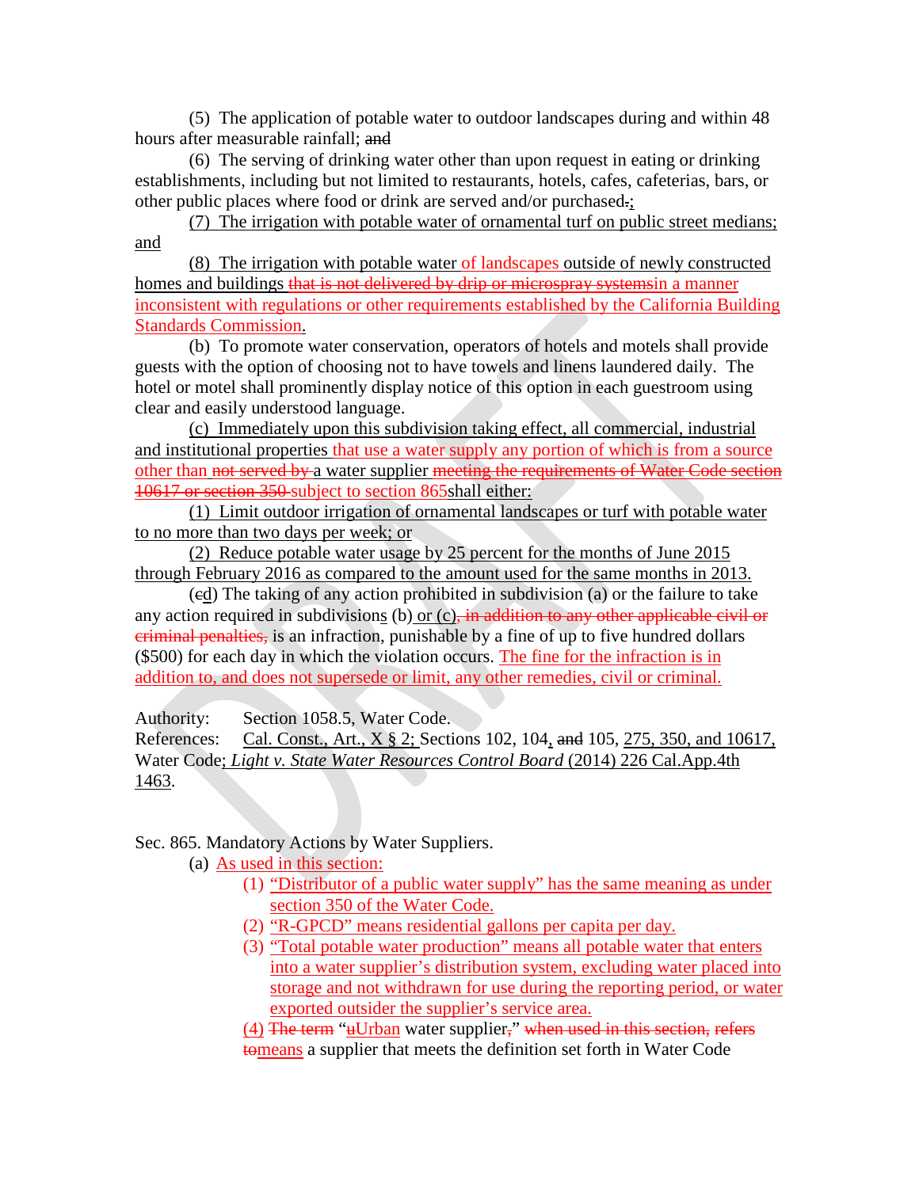(5) The application of potable water to outdoor landscapes during and within 48 hours after measurable rainfall; ~~and~~

(6) The serving of drinking water other than upon request in eating or drinking establishments, including but not limited to restaurants, hotels, cafes, cafeterias, bars, or other public places where food or drink are served and/or purchased~~.~~;

(7) The irrigation with potable water of ornamental turf on public street medians; and

(8) The irrigation with potable water of landscapes outside of newly constructed homes and buildings ~~that is not delivered by drip or microspray systems~~in a manner inconsistent with regulations or other requirements established by the California Building Standards Commission.

(b) To promote water conservation, operators of hotels and motels shall provide guests with the option of choosing not to have towels and linens laundered daily. The hotel or motel shall prominently display notice of this option in each guestroom using clear and easily understood language.

(c) Immediately upon this subdivision taking effect, all commercial, industrial and institutional properties that use a water supply any portion of which is from a source other than ~~not served by~~ a water supplier ~~meeting the requirements of Water Code section 10617 or section 350~~ subject to section 865shall either:

(1) Limit outdoor irrigation of ornamental landscapes or turf with potable water to no more than two days per week; or

(2) Reduce potable water usage by 25 percent for the months of June 2015 through February 2016 as compared to the amount used for the same months in 2013.

(~~c~~d) The taking of any action prohibited in subdivision (a) or the failure to take any action required in subdivisions (b) or (c)~~, in addition to any other applicable civil or criminal penalties,~~ is an infraction, punishable by a fine of up to five hundred dollars ($500) for each day in which the violation occurs. The fine for the infraction is in addition to, and does not supersede or limit, any other remedies, civil or criminal.

Authority: Section 1058.5, Water Code.
References: Cal. Const., Art., X § 2; Sections 102, 104, ~~and~~ 105, 275, 350, and 10617, Water Code; *Light v. State Water Resources Control Board* (2014) 226 Cal.App.4th 1463.

Sec. 865. Mandatory Actions by Water Suppliers.

(a) As used in this section:

(1) "Distributor of a public water supply" has the same meaning as under section 350 of the Water Code.

(2) "R-GPCD" means residential gallons per capita per day.

(3) "Total potable water production" means all potable water that enters into a water supplier's distribution system, excluding water placed into storage and not withdrawn for use during the reporting period, or water exported outsider the supplier's service area.

(4) ~~The term~~ "~~u~~Urban water supplier~~,~~" ~~when used in this section, refers to~~means a supplier that meets the definition set forth in Water Code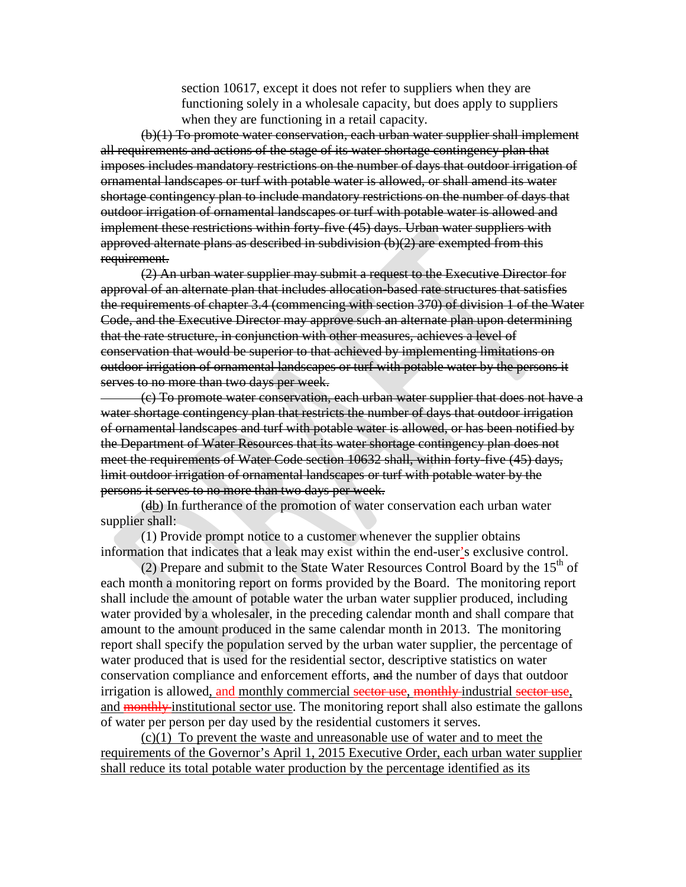section 10617, except it does not refer to suppliers when they are functioning solely in a wholesale capacity, but does apply to suppliers when they are functioning in a retail capacity.

~~(b)(1) To promote water conservation, each urban water supplier shall implement all requirements and actions of the stage of its water shortage contingency plan that imposes includes mandatory restrictions on the number of days that outdoor irrigation of ornamental landscapes or turf with potable water is allowed, or shall amend its water shortage contingency plan to include mandatory restrictions on the number of days that outdoor irrigation of ornamental landscapes or turf with potable water is allowed and implement these restrictions within forty-five (45) days. Urban water suppliers with approved alternate plans as described in subdivision (b)(2) are exempted from this requirement.~~

~~(2) An urban water supplier may submit a request to the Executive Director for approval of an alternate plan that includes allocation-based rate structures that satisfies the requirements of chapter 3.4 (commencing with section 370) of division 1 of the Water Code, and the Executive Director may approve such an alternate plan upon determining that the rate structure, in conjunction with other measures, achieves a level of conservation that would be superior to that achieved by implementing limitations on outdoor irrigation of ornamental landscapes or turf with potable water by the persons it serves to no more than two days per week.~~

~~(c) To promote water conservation, each urban water supplier that does not have a water shortage contingency plan that restricts the number of days that outdoor irrigation of ornamental landscapes and turf with potable water is allowed, or has been notified by the Department of Water Resources that its water shortage contingency plan does not meet the requirements of Water Code section 10632 shall, within forty-five (45) days, limit outdoor irrigation of ornamental landscapes or turf with potable water by the persons it serves to no more than two days per week.~~

(~~d~~b) In furtherance of the promotion of water conservation each urban water supplier shall:

(1) Provide prompt notice to a customer whenever the supplier obtains information that indicates that a leak may exist within the end-user's exclusive control.

(2) Prepare and submit to the State Water Resources Control Board by the 15th of each month a monitoring report on forms provided by the Board. The monitoring report shall include the amount of potable water the urban water supplier produced, including water provided by a wholesaler, in the preceding calendar month and shall compare that amount to the amount produced in the same calendar month in 2013. The monitoring report shall specify the population served by the urban water supplier, the percentage of water produced that is used for the residential sector, descriptive statistics on water conservation compliance and enforcement efforts, ~~and~~ the number of days that outdoor irrigation is allowed, and monthly commercial ~~sector use~~, ~~monthly~~ industrial ~~sector use~~, and ~~monthly~~ institutional sector use. The monitoring report shall also estimate the gallons of water per person per day used by the residential customers it serves.

(c)(1) To prevent the waste and unreasonable use of water and to meet the requirements of the Governor's April 1, 2015 Executive Order, each urban water supplier shall reduce its total potable water production by the percentage identified as its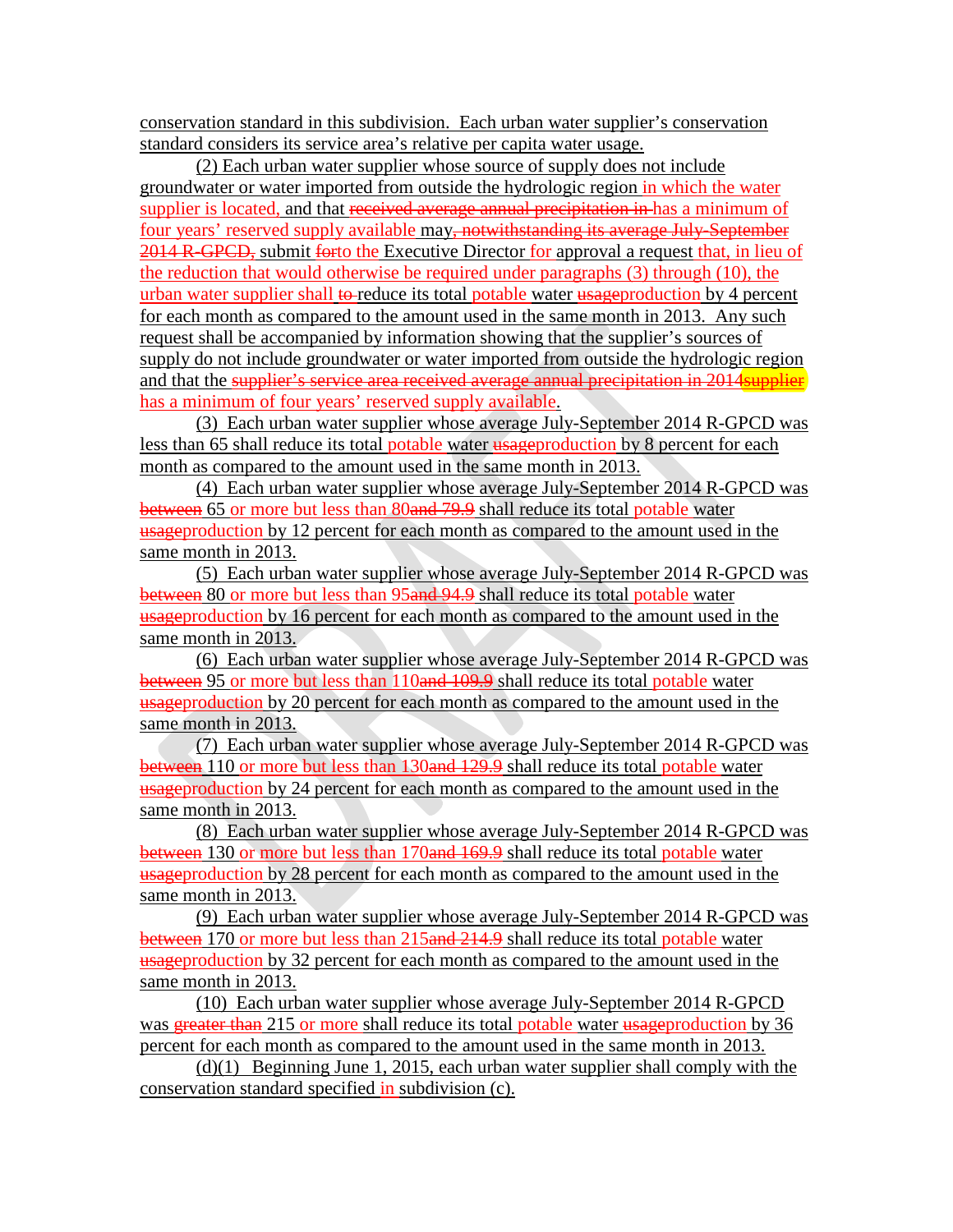conservation standard in this subdivision. Each urban water supplier's conservation standard considers its service area's relative per capita water usage.

(2) Each urban water supplier whose source of supply does not include groundwater or water imported from outside the hydrologic region in which the water supplier is located, and that ~~received average annual precipitation in~~ has a minimum of four years' reserved supply available may~~, notwithstanding its average July-September 2014 R-GPCD,~~ submit ~~for~~to the Executive Director for approval a request that, in lieu of the reduction that would otherwise be required under paragraphs (3) through (10), the urban water supplier shall ~~to~~ reduce its total potable water ~~usage~~production by 4 percent for each month as compared to the amount used in the same month in 2013. Any such request shall be accompanied by information showing that the supplier's sources of supply do not include groundwater or water imported from outside the hydrologic region and that the ~~supplier's service area received average annual precipitation in 2014~~supplier has a minimum of four years' reserved supply available.

(3) Each urban water supplier whose average July-September 2014 R-GPCD was less than 65 shall reduce its total potable water ~~usage~~production by 8 percent for each month as compared to the amount used in the same month in 2013.

(4) Each urban water supplier whose average July-September 2014 R-GPCD was ~~between~~ 65 or more but less than 80~~and 79.9~~ shall reduce its total potable water ~~usage~~production by 12 percent for each month as compared to the amount used in the same month in 2013.

(5) Each urban water supplier whose average July-September 2014 R-GPCD was ~~between~~ 80 or more but less than 95~~and 94.9~~ shall reduce its total potable water ~~usage~~production by 16 percent for each month as compared to the amount used in the same month in 2013.

(6) Each urban water supplier whose average July-September 2014 R-GPCD was ~~between~~ 95 or more but less than 110~~and 109.9~~ shall reduce its total potable water ~~usage~~production by 20 percent for each month as compared to the amount used in the same month in 2013.

(7) Each urban water supplier whose average July-September 2014 R-GPCD was ~~between~~ 110 or more but less than 130~~and 129.9~~ shall reduce its total potable water ~~usage~~production by 24 percent for each month as compared to the amount used in the same month in 2013.

(8) Each urban water supplier whose average July-September 2014 R-GPCD was ~~between~~ 130 or more but less than 170~~and 169.9~~ shall reduce its total potable water ~~usage~~production by 28 percent for each month as compared to the amount used in the same month in 2013.

(9) Each urban water supplier whose average July-September 2014 R-GPCD was ~~between~~ 170 or more but less than 215~~and 214.9~~ shall reduce its total potable water ~~usage~~production by 32 percent for each month as compared to the amount used in the same month in 2013.

(10) Each urban water supplier whose average July-September 2014 R-GPCD was ~~greater than~~ 215 or more shall reduce its total potable water ~~usage~~production by 36 percent for each month as compared to the amount used in the same month in 2013.

(d)(1) Beginning June 1, 2015, each urban water supplier shall comply with the conservation standard specified in subdivision (c).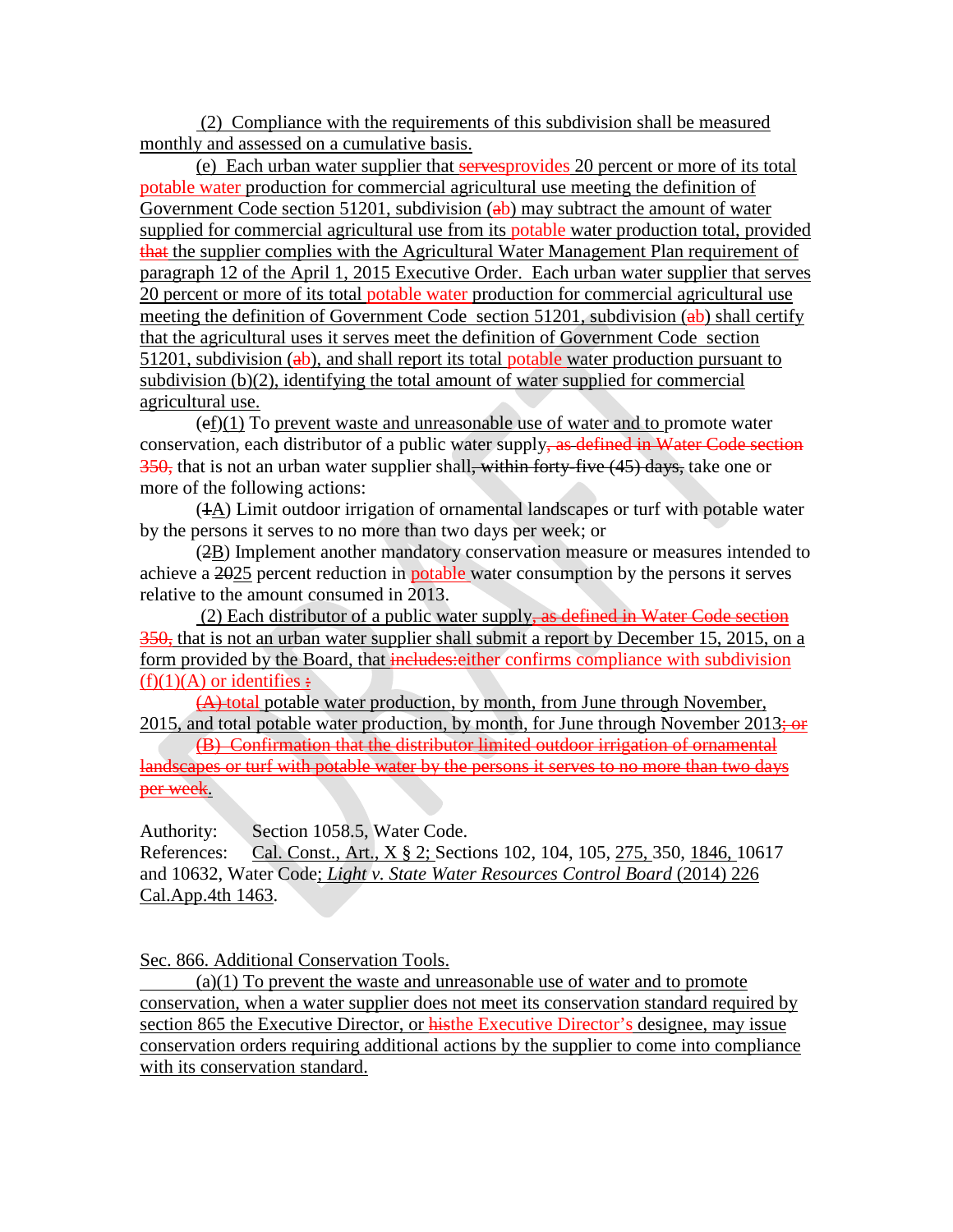(2) Compliance with the requirements of this subdivision shall be measured monthly and assessed on a cumulative basis.

(e) Each urban water supplier that servesprovides 20 percent or more of its total potable water production for commercial agricultural use meeting the definition of Government Code section 51201, subdivision (ab) may subtract the amount of water supplied for commercial agricultural use from its potable water production total, provided that the supplier complies with the Agricultural Water Management Plan requirement of paragraph 12 of the April 1, 2015 Executive Order. Each urban water supplier that serves 20 percent or more of its total potable water production for commercial agricultural use meeting the definition of Government Code section 51201, subdivision (ab) shall certify that the agricultural uses it serves meet the definition of Government Code section 51201, subdivision (ab), and shall report its total potable water production pursuant to subdivision (b)(2), identifying the total amount of water supplied for commercial agricultural use.

(ef)(1) To prevent waste and unreasonable use of water and to promote water conservation, each distributor of a public water supply, as defined in Water Code section 350, that is not an urban water supplier shall, within forty-five (45) days, take one or more of the following actions:

(1A) Limit outdoor irrigation of ornamental landscapes or turf with potable water by the persons it serves to no more than two days per week; or

(2B) Implement another mandatory conservation measure or measures intended to achieve a 2025 percent reduction in potable water consumption by the persons it serves relative to the amount consumed in 2013.

(2) Each distributor of a public water supply, as defined in Water Code section 350, that is not an urban water supplier shall submit a report by December 15, 2015, on a form provided by the Board, that includes:either confirms compliance with subdivision (f)(1)(A) or identifies :

(A) total potable water production, by month, from June through November, 2015, and total potable water production, by month, for June through November 2013; or

(B) Confirmation that the distributor limited outdoor irrigation of ornamental landscapes or turf with potable water by the persons it serves to no more than two days per week.

Authority: Section 1058.5, Water Code.
References: Cal. Const., Art., X § 2; Sections 102, 104, 105, 275, 350, 1846, 10617 and 10632, Water Code; *Light v. State Water Resources Control Board* (2014) 226 Cal.App.4th 1463.

Sec. 866. Additional Conservation Tools.

(a)(1) To prevent the waste and unreasonable use of water and to promote conservation, when a water supplier does not meet its conservation standard required by section 865 the Executive Director, or histhe Executive Director's designee, may issue conservation orders requiring additional actions by the supplier to come into compliance with its conservation standard.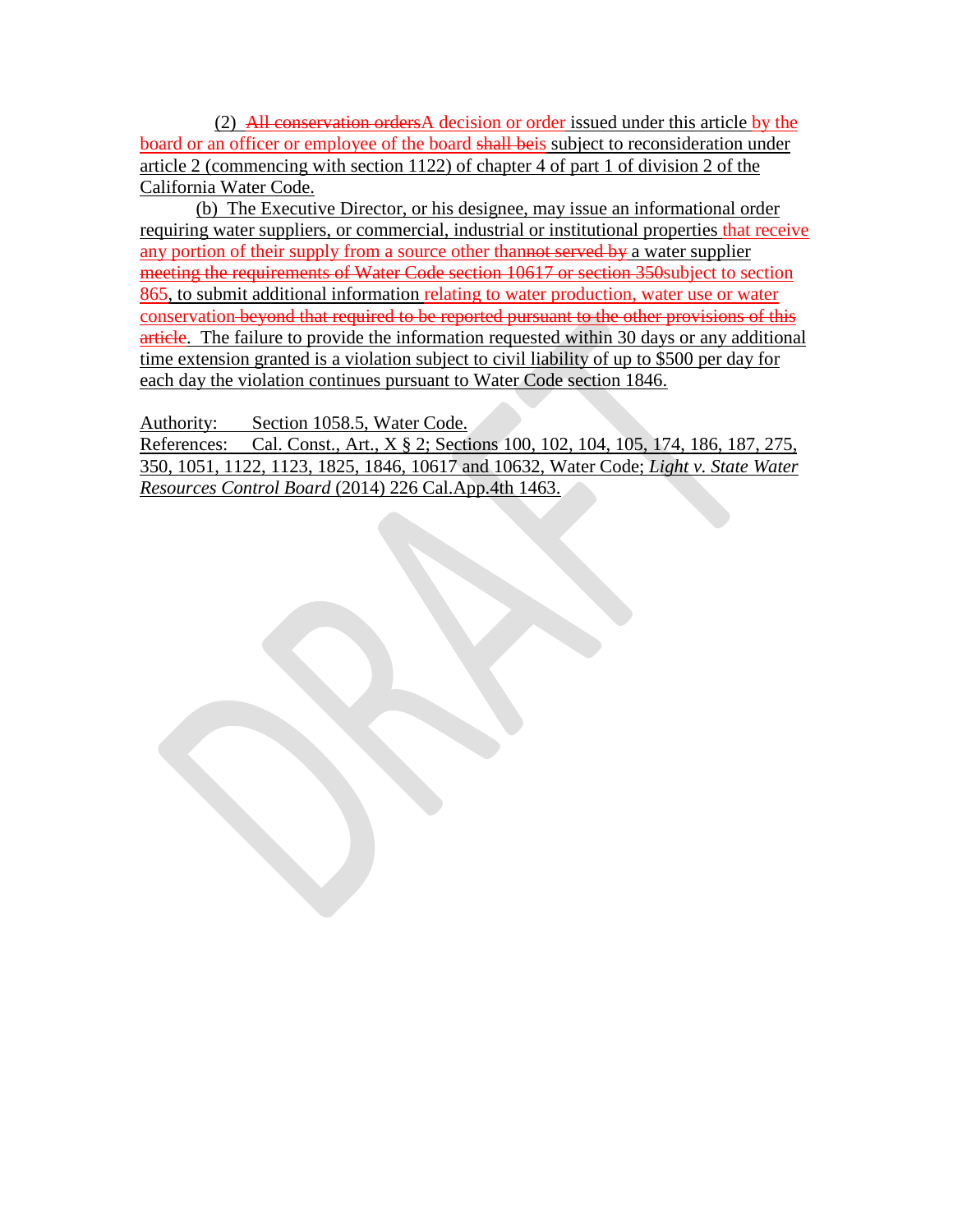(2) ~~All conservation orders~~A decision or order issued under this article by the board or an officer or employee of the board ~~shall be~~is subject to reconsideration under article 2 (commencing with section 1122) of chapter 4 of part 1 of division 2 of the California Water Code.

(b) The Executive Director, or his designee, may issue an informational order requiring water suppliers, or commercial, industrial or institutional properties that receive any portion of their supply from a source other than~~not served by~~ a water supplier ~~meeting the requirements of Water Code section 10617 or section 350~~subject to section 865, to submit additional information relating to water production, water use or water conservation ~~beyond that required to be reported pursuant to the other provisions of this article~~. The failure to provide the information requested within 30 days or any additional time extension granted is a violation subject to civil liability of up to $500 per day for each day the violation continues pursuant to Water Code section 1846.

Authority: Section 1058.5, Water Code.

References: Cal. Const., Art., X § 2; Sections 100, 102, 104, 105, 174, 186, 187, 275, 350, 1051, 1122, 1123, 1825, 1846, 10617 and 10632, Water Code; *Light v. State Water Resources Control Board* (2014) 226 Cal.App.4th 1463.